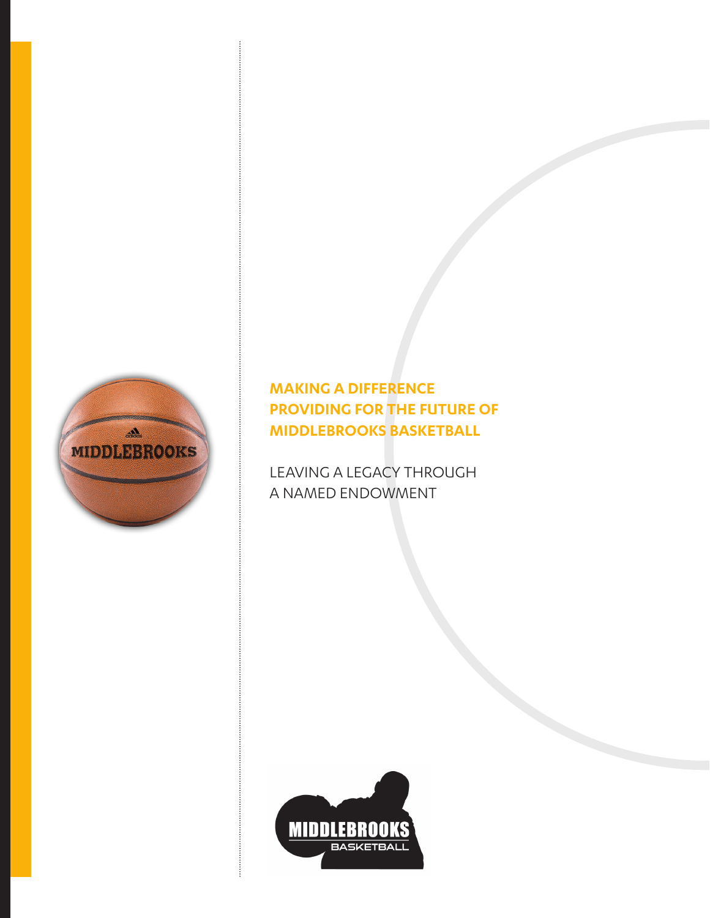# MAKING A DIFFERENCE PROVIDING FOR THE FUTURE OF MIDDLEBROOKS BASKETBALL

## LEAVING A LEGACY THROUGH A NAMED ENDOWMENT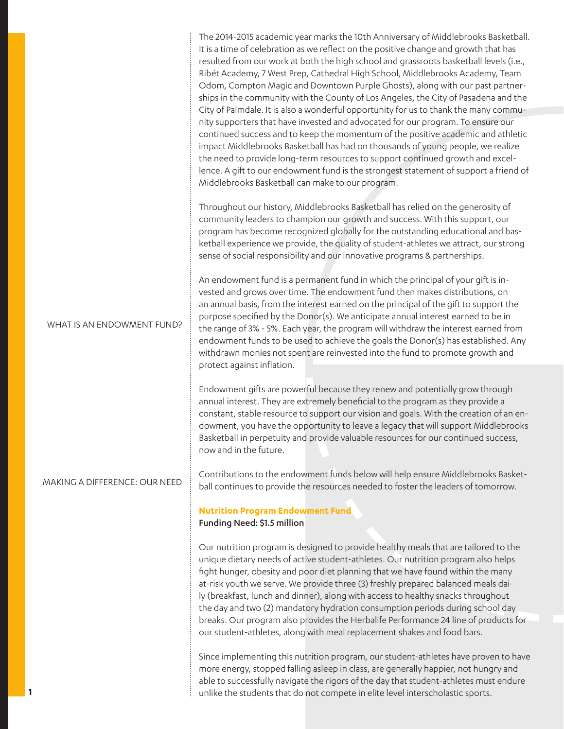The 2014-2015 academic year marks the 10th Anniversary of Middlebrooks Basketball. It is a time of celebration as we reflect on the positive change and growth that has resulted from our work at both the high school and grassroots basketball levels (i.e., Ribét Academy, 7 West Prep, Cathedral High School, Middlebrooks Academy, Team Odom, Compton Magic and Downtown Purple Ghosts), along with our past partnerships in the community with the County of Los Angeles, the City of Pasadena and the City of Palmdale. It is also a wonderful opportunity for us to thank the many community supporters that have invested and advocated for our program. To ensure our continued success and to keep the momentum of the positive academic and athletic impact Middlebrooks Basketball has had on thousands of young people, we realize the need to provide long-term resources to support continued growth and excellence. A gift to our endowment fund is the strongest statement of support a friend of Middlebrooks Basketball can make to our program.

Throughout our history, Middlebrooks Basketball has relied on the generosity of community leaders to champion our growth and success. With this support, our program has become recognized globally for the outstanding educational and basketball experience we provide, the quality of student-athletes we attract, our strong sense of social responsibility and our innovative programs & partnerships.

## WHAT IS AN ENDOWMENT FUND?

An endowment fund is a permanent fund in which the principal of your gift is invested and grows over time. The endowment fund then makes distributions, on an annual basis, from the interest earned on the principal of the gift to support the purpose specified by the Donor(s). We anticipate annual interest earned to be in the range of 3% - 5%. Each year, the program will withdraw the interest earned from endowment funds to be used to achieve the goals the Donor(s) has established. Any withdrawn monies not spent are reinvested into the fund to promote growth and protect against inflation.

Endowment gifts are powerful because they renew and potentially grow through annual interest. They are extremely beneficial to the program as they provide a constant, stable resource to support our vision and goals. With the creation of an endowment, you have the opportunity to leave a legacy that will support Middlebrooks Basketball in perpetuity and provide valuable resources for our continued success, now and in the future.

## MAKING A DIFFERENCE: OUR NEED

Contributions to the endowment funds below will help ensure Middlebrooks Basketball continues to provide the resources needed to foster the leaders of tomorrow.

**Nutrition Program Endowment Fund**
Funding Need: $1.5 million

Our nutrition program is designed to provide healthy meals that are tailored to the unique dietary needs of active student-athletes. Our nutrition program also helps fight hunger, obesity and poor diet planning that we have found within the many at-risk youth we serve. We provide three (3) freshly prepared balanced meals daily (breakfast, lunch and dinner), along with access to healthy snacks throughout the day and two (2) mandatory hydration consumption periods during school day breaks. Our program also provides the Herbalife Performance 24 line of products for our student-athletes, along with meal replacement shakes and food bars.

Since implementing this nutrition program, our student-athletes have proven to have more energy, stopped falling asleep in class, are generally happier, not hungry and able to successfully navigate the rigors of the day that student-athletes must endure unlike the students that do not compete in elite level interscholastic sports.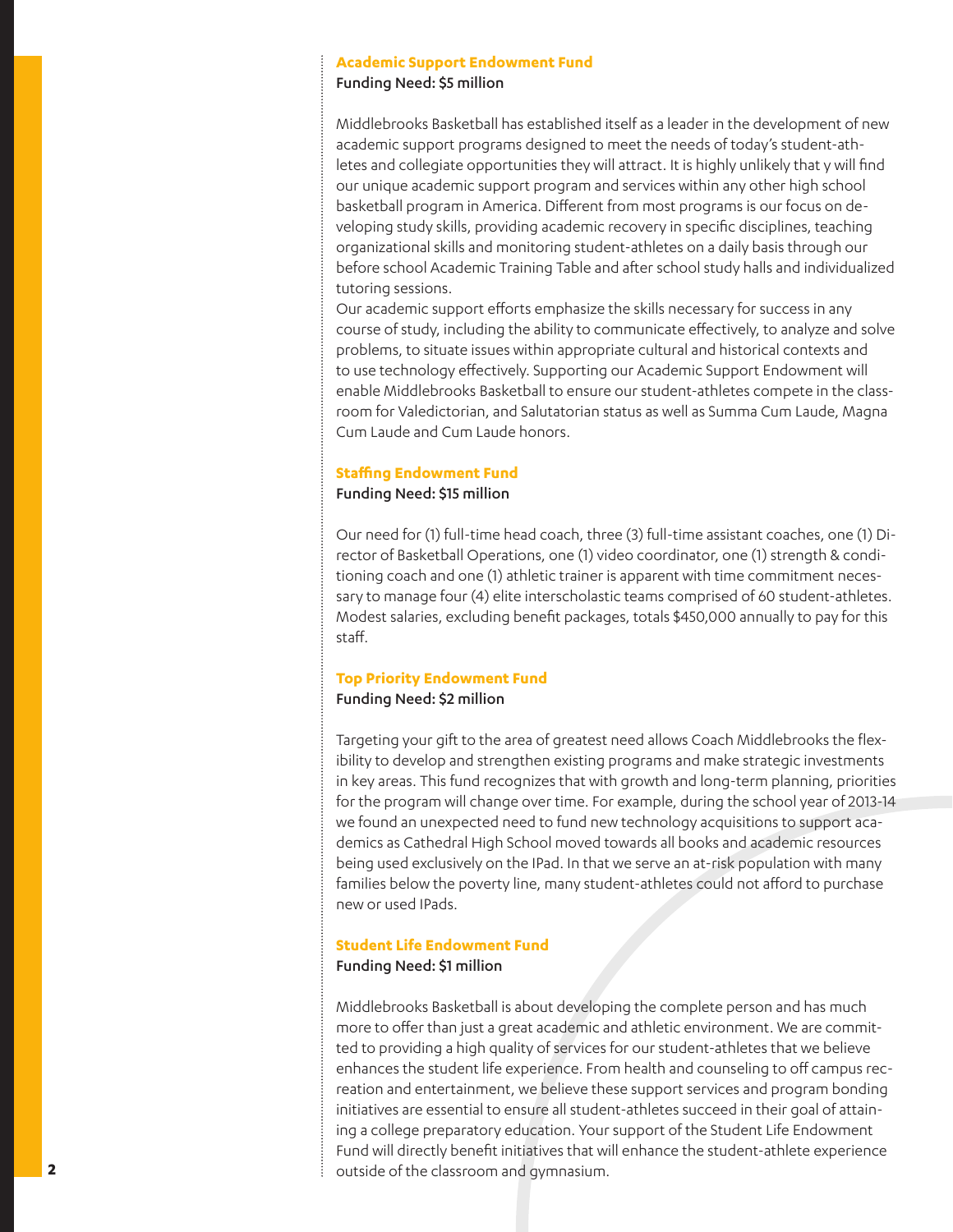### Academic Support Endowment Fund

**Funding Need: $5 million**

Middlebrooks Basketball has established itself as a leader in the development of new academic support programs designed to meet the needs of today's student-athletes and collegiate opportunities they will attract. It is highly unlikely that y will find our unique academic support program and services within any other high school basketball program in America. Different from most programs is our focus on developing study skills, providing academic recovery in specific disciplines, teaching organizational skills and monitoring student-athletes on a daily basis through our before school Academic Training Table and after school study halls and individualized tutoring sessions.

Our academic support efforts emphasize the skills necessary for success in any course of study, including the ability to communicate effectively, to analyze and solve problems, to situate issues within appropriate cultural and historical contexts and to use technology effectively. Supporting our Academic Support Endowment will enable Middlebrooks Basketball to ensure our student-athletes compete in the classroom for Valedictorian, and Salutatorian status as well as Summa Cum Laude, Magna Cum Laude and Cum Laude honors.

### Staffing Endowment Fund

**Funding Need: $15 million**

Our need for (1) full-time head coach, three (3) full-time assistant coaches, one (1) Director of Basketball Operations, one (1) video coordinator, one (1) strength & conditioning coach and one (1) athletic trainer is apparent with time commitment necessary to manage four (4) elite interscholastic teams comprised of 60 student-athletes. Modest salaries, excluding benefit packages, totals $450,000 annually to pay for this staff.

### Top Priority Endowment Fund

**Funding Need: $2 million**

Targeting your gift to the area of greatest need allows Coach Middlebrooks the flexibility to develop and strengthen existing programs and make strategic investments in key areas. This fund recognizes that with growth and long-term planning, priorities for the program will change over time. For example, during the school year of 2013-14 we found an unexpected need to fund new technology acquisitions to support academics as Cathedral High School moved towards all books and academic resources being used exclusively on the IPad. In that we serve an at-risk population with many families below the poverty line, many student-athletes could not afford to purchase new or used IPads.

### Student Life Endowment Fund

**Funding Need: $1 million**

Middlebrooks Basketball is about developing the complete person and has much more to offer than just a great academic and athletic environment. We are committed to providing a high quality of services for our student-athletes that we believe enhances the student life experience. From health and counseling to off campus recreation and entertainment, we believe these support services and program bonding initiatives are essential to ensure all student-athletes succeed in their goal of attaining a college preparatory education. Your support of the Student Life Endowment Fund will directly benefit initiatives that will enhance the student-athlete experience outside of the classroom and gymnasium.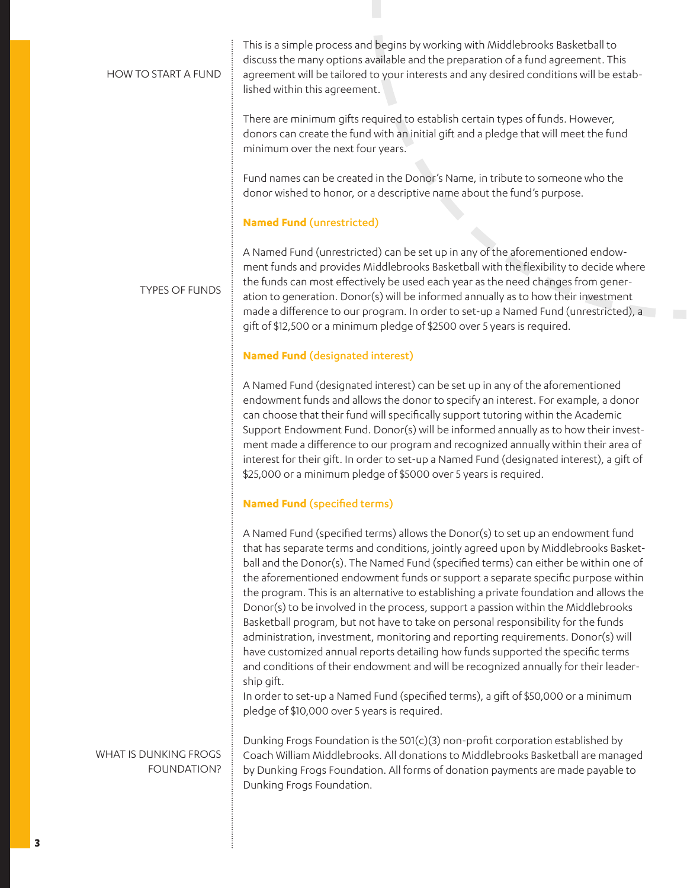## HOW TO START A FUND

This is a simple process and begins by working with Middlebrooks Basketball to discuss the many options available and the preparation of a fund agreement. This agreement will be tailored to your interests and any desired conditions will be established within this agreement.

There are minimum gifts required to establish certain types of funds. However, donors can create the fund with an initial gift and a pledge that will meet the fund minimum over the next four years.

Fund names can be created in the Donor's Name, in tribute to someone who the donor wished to honor, or a descriptive name about the fund's purpose.

## TYPES OF FUNDS

### **Named Fund** (unrestricted)

A Named Fund (unrestricted) can be set up in any of the aforementioned endowment funds and provides Middlebrooks Basketball with the flexibility to decide where the funds can most effectively be used each year as the need changes from generation to generation. Donor(s) will be informed annually as to how their investment made a difference to our program. In order to set-up a Named Fund (unrestricted), a gift of $12,500 or a minimum pledge of $2500 over 5 years is required.

### **Named Fund** (designated interest)

A Named Fund (designated interest) can be set up in any of the aforementioned endowment funds and allows the donor to specify an interest. For example, a donor can choose that their fund will specifically support tutoring within the Academic Support Endowment Fund. Donor(s) will be informed annually as to how their investment made a difference to our program and recognized annually within their area of interest for their gift. In order to set-up a Named Fund (designated interest), a gift of $25,000 or a minimum pledge of $5000 over 5 years is required.

### **Named Fund** (specified terms)

A Named Fund (specified terms) allows the Donor(s) to set up an endowment fund that has separate terms and conditions, jointly agreed upon by Middlebrooks Basketball and the Donor(s). The Named Fund (specified terms) can either be within one of the aforementioned endowment funds or support a separate specific purpose within the program. This is an alternative to establishing a private foundation and allows the Donor(s) to be involved in the process, support a passion within the Middlebrooks Basketball program, but not have to take on personal responsibility for the funds administration, investment, monitoring and reporting requirements. Donor(s) will have customized annual reports detailing how funds supported the specific terms and conditions of their endowment and will be recognized annually for their leadership gift.
In order to set-up a Named Fund (specified terms), a gift of $50,000 or a minimum pledge of $10,000 over 5 years is required.

## WHAT IS DUNKING FROGS FOUNDATION?

Dunking Frogs Foundation is the 501(c)(3) non-profit corporation established by Coach William Middlebrooks. All donations to Middlebrooks Basketball are managed by Dunking Frogs Foundation. All forms of donation payments are made payable to Dunking Frogs Foundation.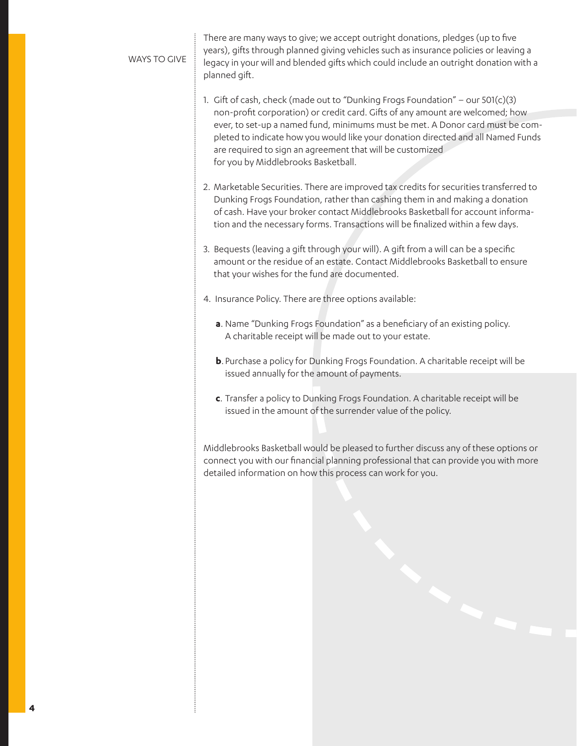## WAYS TO GIVE

There are many ways to give; we accept outright donations, pledges (up to five years), gifts through planned giving vehicles such as insurance policies or leaving a legacy in your will and blended gifts which could include an outright donation with a planned gift.

1. Gift of cash, check (made out to "Dunking Frogs Foundation" – our 501(c)(3) non-profit corporation) or credit card. Gifts of any amount are welcomed; however, to set-up a named fund, minimums must be met. A Donor card must be completed to indicate how you would like your donation directed and all Named Funds are required to sign an agreement that will be customized for you by Middlebrooks Basketball.

2. Marketable Securities. There are improved tax credits for securities transferred to Dunking Frogs Foundation, rather than cashing them in and making a donation of cash. Have your broker contact Middlebrooks Basketball for account information and the necessary forms. Transactions will be finalized within a few days.

3. Bequests (leaving a gift through your will). A gift from a will can be a specific amount or the residue of an estate. Contact Middlebrooks Basketball to ensure that your wishes for the fund are documented.

4. Insurance Policy. There are three options available:

   **a**. Name "Dunking Frogs Foundation" as a beneficiary of an existing policy. A charitable receipt will be made out to your estate.

   **b**. Purchase a policy for Dunking Frogs Foundation. A charitable receipt will be issued annually for the amount of payments.

   **c**. Transfer a policy to Dunking Frogs Foundation. A charitable receipt will be issued in the amount of the surrender value of the policy.

Middlebrooks Basketball would be pleased to further discuss any of these options or connect you with our financial planning professional that can provide you with more detailed information on how this process can work for you.